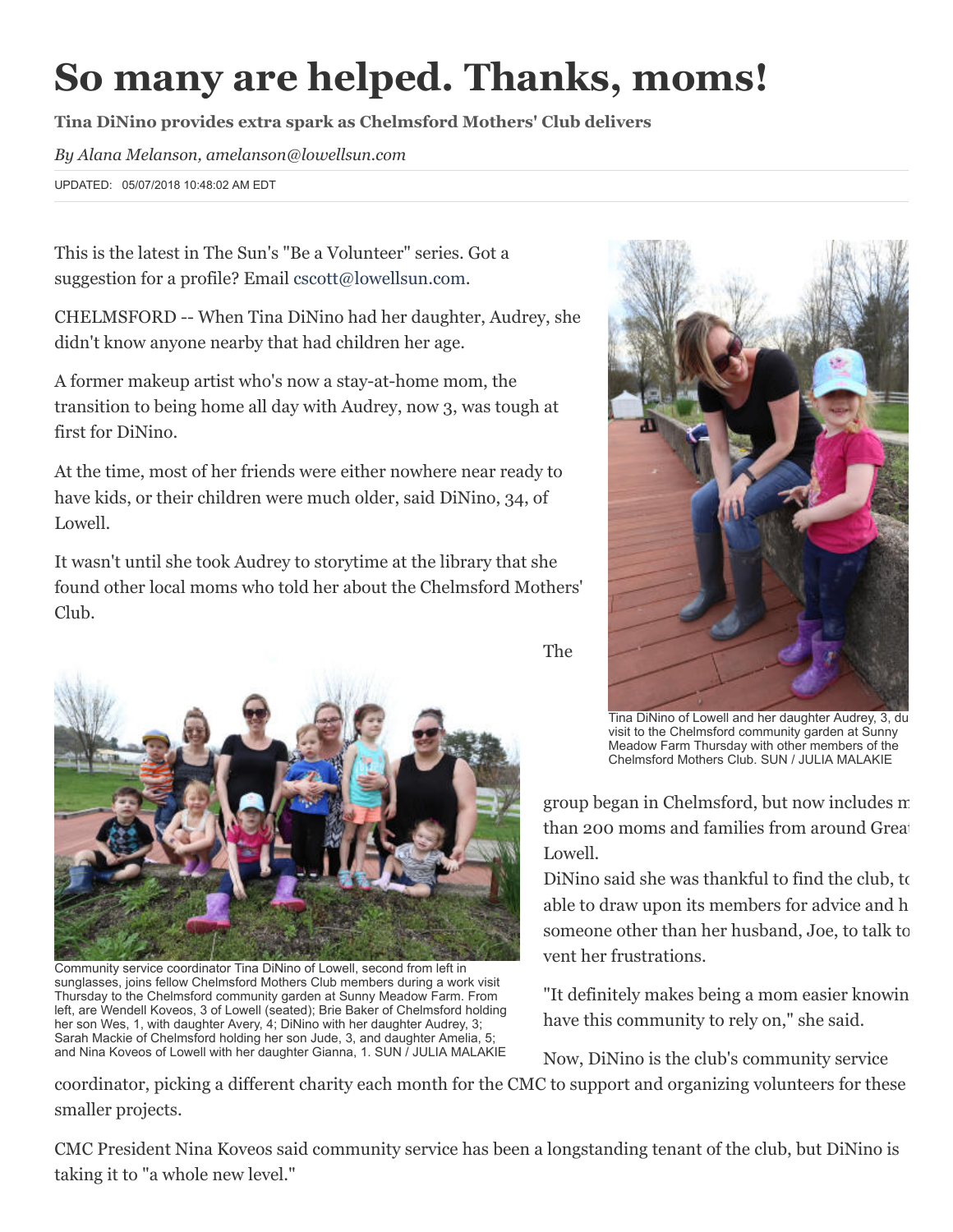# So many are helped. Thanks, moms!

**Tina DiNino provides extra spark as Chelmsford Mothers' Club delivers**

*By Alana Melanson, amelanson@lowellsun.com*

UPDATED: 05/07/2018 10:48:02 AM EDT

This is the latest in The Sun's "Be a Volunteer" series. Got a suggestion for a profile? Email cscott@lowellsun.com.

CHELMSFORD -- When Tina DiNino had her daughter, Audrey, she didn't know anyone nearby that had children her age.

A former makeup artist who's now a stay-at-home mom, the transition to being home all day with Audrey, now 3, was tough at first for DiNino.

At the time, most of her friends were either nowhere near ready to have kids, or their children were much older, said DiNino, 34, of Lowell.

It wasn't until she took Audrey to storytime at the library that she found other local moms who told her about the Chelmsford Mothers' Club.

Tina DiNino of Lowell and her daughter Audrey, 3, du visit to the Chelmsford community garden at Sunny Meadow Farm Thursday with other members of the Chelmsford Mothers Club. SUN / JULIA MALAKIE

Community service coordinator Tina DiNino of Lowell, second from left in sunglasses, joins fellow Chelmsford Mothers Club members during a work visit Thursday to the Chelmsford community garden at Sunny Meadow Farm. From left, are Wendell Koveos, 3 of Lowell (seated); Brie Baker of Chelmsford holding her son Wes, 1, with daughter Avery, 4; DiNino with her daughter Audrey, 3; Sarah Mackie of Chelmsford holding her son Jude, 3, and daughter Amelia, 5; and Nina Koveos of Lowell with her daughter Gianna, 1. SUN / JULIA MALAKIE

The group began in Chelmsford, but now includes m than 200 moms and families from around Grea Lowell.

DiNino said she was thankful to find the club, to able to draw upon its members for advice and h someone other than her husband, Joe, to talk to vent her frustrations.

"It definitely makes being a mom easier knowin have this community to rely on," she said.

Now, DiNino is the club's community service coordinator, picking a different charity each month for the CMC to support and organizing volunteers for these smaller projects.

CMC President Nina Koveos said community service has been a longstanding tenant of the club, but DiNino is taking it to "a whole new level."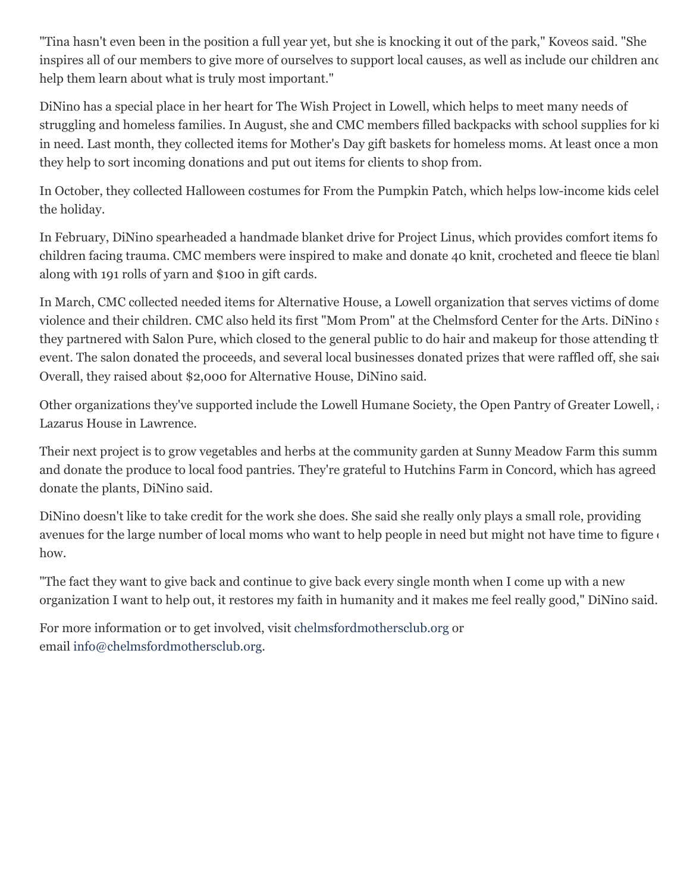"Tina hasn't even been in the position a full year yet, but she is knocking it out of the park," Koveos said. "She inspires all of our members to give more of ourselves to support local causes, as well as include our children and help them learn about what is truly most important."

DiNino has a special place in her heart for The Wish Project in Lowell, which helps to meet many needs of struggling and homeless families. In August, she and CMC members filled backpacks with school supplies for ki in need. Last month, they collected items for Mother's Day gift baskets for homeless moms. At least once a mon they help to sort incoming donations and put out items for clients to shop from.

In October, they collected Halloween costumes for From the Pumpkin Patch, which helps low-income kids celel the holiday.

In February, DiNino spearheaded a handmade blanket drive for Project Linus, which provides comfort items fo children facing trauma. CMC members were inspired to make and donate 40 knit, crocheted and fleece tie blanl along with 191 rolls of yarn and $100 in gift cards.

In March, CMC collected needed items for Alternative House, a Lowell organization that serves victims of dome violence and their children. CMC also held its first "Mom Prom" at the Chelmsford Center for the Arts. DiNino s they partnered with Salon Pure, which closed to the general public to do hair and makeup for those attending th event. The salon donated the proceeds, and several local businesses donated prizes that were raffled off, she said Overall, they raised about $2,000 for Alternative House, DiNino said.

Other organizations they've supported include the Lowell Humane Society, the Open Pantry of Greater Lowell, a Lazarus House in Lawrence.

Their next project is to grow vegetables and herbs at the community garden at Sunny Meadow Farm this summ and donate the produce to local food pantries. They're grateful to Hutchins Farm in Concord, which has agreed donate the plants, DiNino said.

DiNino doesn't like to take credit for the work she does. She said she really only plays a small role, providing avenues for the large number of local moms who want to help people in need but might not have time to figure o how.

"The fact they want to give back and continue to give back every single month when I come up with a new organization I want to help out, it restores my faith in humanity and it makes me feel really good," DiNino said.

For more information or to get involved, visit chelmsfordmothersclub.org or email info@chelmsfordmothersclub.org.